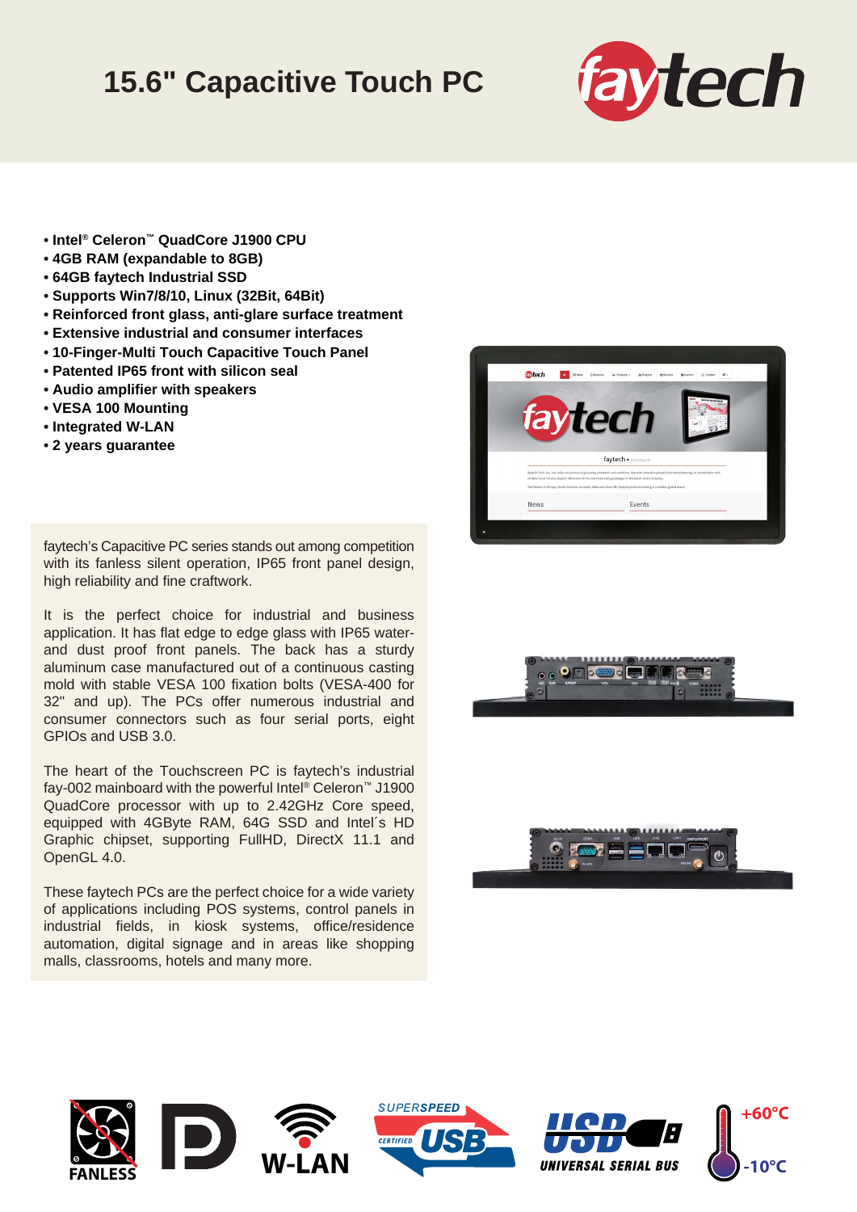# 15.6" Capacitive Touch PC

- Intel® Celeron™ QuadCore J1900 CPU
- 4GB RAM (expandable to 8GB)
- 64GB faytech Industrial SSD
- Supports Win7/8/10, Linux (32Bit, 64Bit)
- Reinforced front glass, anti-glare surface treatment
- Extensive industrial and consumer interfaces
- 10-Finger-Multi Touch Capacitive Touch Panel
- Patented IP65 front with silicon seal
- Audio amplifier with speakers
- VESA 100 Mounting
- Integrated W-LAN
- 2 years guarantee

faytech's Capacitive PC series stands out among competition with its fanless silent operation, IP65 front panel design, high reliability and fine craftwork.

It is the perfect choice for industrial and business application. It has flat edge to edge glass with IP65 water- and dust proof front panels. The back has a sturdy aluminum case manufactured out of a continuous casting mold with stable VESA 100 fixation bolts (VESA-400 for 32" and up). The PCs offer numerous industrial and consumer connectors such as four serial ports, eight GPIOs and USB 3.0.

The heart of the Touchscreen PC is faytech's industrial fay-002 mainboard with the powerful Intel® Celeron™ J1900 QuadCore processor with up to 2.42GHz Core speed, equipped with 4GByte RAM, 64G SSD and Intel´s HD Graphic chipset, supporting FullHD, DirectX 11.1 and OpenGL 4.0.

These faytech PCs are the perfect choice for a wide variety of applications including POS systems, control panels in industrial fields, in kiosk systems, office/residence automation, digital signage and in areas like shopping malls, classrooms, hotels and many more.

FANLESS | W-LAN | SUPERSPEED USB CERTIFIED | USB UNIVERSAL SERIAL BUS | +60°C -10°C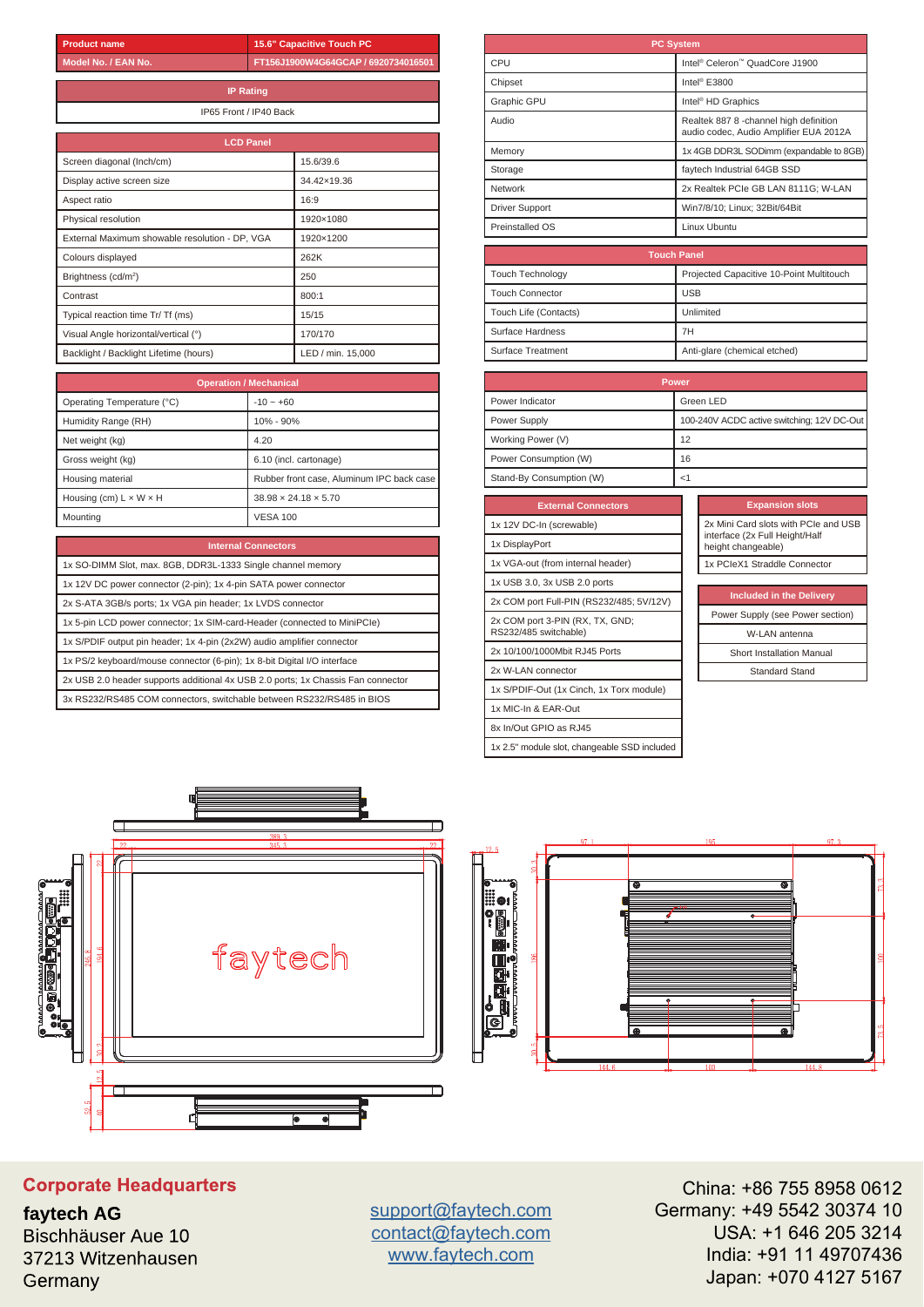| Product name | 15.6" Capacitive Touch PC |
| --- | --- |
| Model No. / EAN No. | FT156J1900W4G64GCAP / 6920734016501 |

| IP Rating |
| --- |
| IP65 Front / IP40 Back |

| LCD Panel | |
| --- | --- |
| Screen diagonal (Inch/cm) | 15.6/39.6 |
| Display active screen size | 34.42×19.36 |
| Aspect ratio | 16:9 |
| Physical resolution | 1920×1080 |
| External Maximum showable resolution - DP, VGA | 1920×1200 |
| Colours displayed | 262K |
| Brightness (cd/m²) | 250 |
| Contrast | 800:1 |
| Typical reaction time Tr/ Tf (ms) | 15/15 |
| Visual Angle horizontal/vertical (°) | 170/170 |
| Backlight / Backlight Lifetime (hours) | LED / min. 15,000 |

| Operation / Mechanical | |
| --- | --- |
| Operating Temperature (°C) | -10 ~ +60 |
| Humidity Range (RH) | 10% - 90% |
| Net weight (kg) | 4.20 |
| Gross weight (kg) | 6.10 (incl. cartonage) |
| Housing material | Rubber front case, Aluminum IPC back case |
| Housing (cm) L × W × H | 38.98 × 24.18 × 5.70 |
| Mounting | VESA 100 |

| Internal Connectors |
| --- |
| 1x SO-DIMM Slot, max. 8GB, DDR3L-1333 Single channel memory |
| 1x 12V DC power connector (2-pin); 1x 4-pin SATA power connector |
| 2x S-ATA 3GB/s ports; 1x VGA pin header; 1x LVDS connector |
| 1x 5-pin LCD power connector; 1x SIM-card-Header (connected to MiniPCIe) |
| 1x S/PDIF output pin header; 1x 4-pin (2x2W) audio amplifier connector |
| 1x PS/2 keyboard/mouse connector (6-pin); 1x 8-bit Digital I/O interface |
| 2x USB 2.0 header supports additional 4x USB 2.0 ports; 1x Chassis Fan connector |
| 3x RS232/RS485 COM connectors, switchable between RS232/RS485 in BIOS |

| PC System | |
| --- | --- |
| CPU | Intel® Celeron™ QuadCore J1900 |
| Chipset | Intel® E3800 |
| Graphic GPU | Intel® HD Graphics |
| Audio | Realtek 887 8 -channel high definition audio codec, Audio Amplifier EUA 2012A |
| Memory | 1x 4GB DDR3L SODimm (expandable to 8GB) |
| Storage | faytech Industrial 64GB SSD |
| Network | 2x Realtek PCIe GB LAN 8111G; W-LAN |
| Driver Support | Win7/8/10; Linux; 32Bit/64Bit |
| Preinstalled OS | Linux Ubuntu |

| Touch Panel | |
| --- | --- |
| Touch Technology | Projected Capacitive 10-Point Multitouch |
| Touch Connector | USB |
| Touch Life (Contacts) | Unlimited |
| Surface Hardness | 7H |
| Surface Treatment | Anti-glare (chemical etched) |

| Power | |
| --- | --- |
| Power Indicator | Green LED |
| Power Supply | 100-240V ACDC active switching; 12V DC-Out |
| Working Power (V) | 12 |
| Power Consumption (W) | 16 |
| Stand-By Consumption (W) | <1 |

| External Connectors |
| --- |
| 1x 12V DC-In (screwable) |
| 1x DisplayPort |
| 1x VGA-out (from internal header) |
| 1x USB 3.0, 3x USB 2.0 ports |
| 2x COM port Full-PIN (RS232/485; 5V/12V) |
| 2x COM port 3-PIN (RX, TX, GND; RS232/485 switchable) |
| 2x 10/100/1000Mbit RJ45 Ports |
| 2x W-LAN connector |
| 1x S/PDIF-Out (1x Cinch, 1x Torx module) |
| 1x MIC-In & EAR-Out |
| 8x In/Out GPIO as RJ45 |
| 1x 2.5" module slot, changeable SSD included |

| Expansion slots |
| --- |
| 2x Mini Card slots with PCIe and USB interface (2x Full Height/Half height changeable) |
| 1x PCIeX1 Straddle Connector |

| Included in the Delivery |
| --- |
| Power Supply (see Power section) |
| W-LAN antenna |
| Short Installation Manual |
| Standard Stand |

389.3
345.3
22
22
22
246.8
194.6
30.2
12.5
52.5
40
faytech

12.5
97.1
195
97.3
30.3
186
30.5
73.3
100
73.3
144.6
100
144.8

## Corporate Headquarters

**faytech AG**
Bischhäuser Aue 10
37213 Witzenhausen
Germany

support@faytech.com
contact@faytech.com
www.faytech.com

China: +86 755 8958 0612
Germany: +49 5542 30374 10
USA: +1 646 205 3214
India: +91 11 49707436
Japan: +070 4127 5167